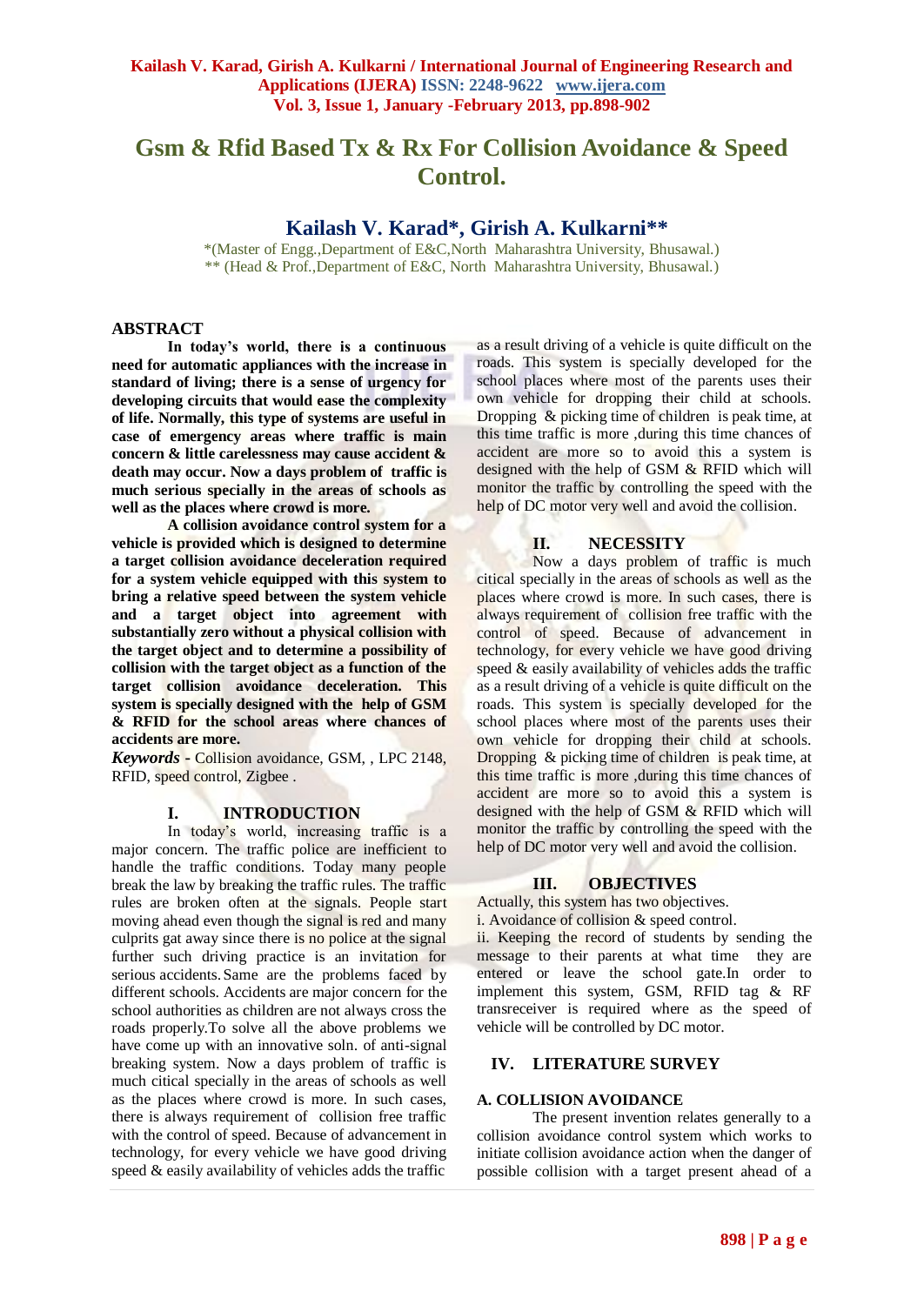# Gsm & Rfid Based Tx & Rx For Collision Avoidance & Speed Control.

## Kailash V. Karad*, Girish A. Kulkarni**

*(Master of Engg.,Department of E&C,North Maharashtra University, Bhusawal.)
** (Head & Prof.,Department of E&C, North Maharashtra University, Bhusawal.)

### ABSTRACT

**In today's world, there is a continuous need for automatic appliances with the increase in standard of living; there is a sense of urgency for developing circuits that would ease the complexity of life. Normally, this type of systems are useful in case of emergency areas where traffic is main concern & little carelessness may cause accident & death may occur. Now a days problem of traffic is much serious specially in the areas of schools as well as the places where crowd is more.**

**A collision avoidance control system for a vehicle is provided which is designed to determine a target collision avoidance deceleration required for a system vehicle equipped with this system to bring a relative speed between the system vehicle and a target object into agreement with substantially zero without a physical collision with the target object and to determine a possibility of collision with the target object as a function of the target collision avoidance deceleration. This system is specially designed with the help of GSM & RFID for the school areas where chances of accidents are more.**

***Keywords* -** Collision avoidance, GSM, , LPC 2148, RFID, speed control, Zigbee .

## I. INTRODUCTION

In today's world, increasing traffic is a major concern. The traffic police are inefficient to handle the traffic conditions. Today many people break the law by breaking the traffic rules. The traffic rules are broken often at the signals. People start moving ahead even though the signal is red and many culprits gat away since there is no police at the signal further such driving practice is an invitation for serious accidents. Same are the problems faced by different schools. Accidents are major concern for the school authorities as children are not always cross the roads properly.To solve all the above problems we have come up with an innovative soln. of anti-signal breaking system. Now a days problem of traffic is much citical specially in the areas of schools as well as the places where crowd is more. In such cases, there is always requirement of collision free traffic with the control of speed. Because of advancement in technology, for every vehicle we have good driving speed & easily availability of vehicles adds the traffic as a result driving of a vehicle is quite difficult on the roads. This system is specially developed for the school places where most of the parents uses their own vehicle for dropping their child at schools. Dropping & picking time of children is peak time, at this time traffic is more ,during this time chances of accident are more so to avoid this a system is designed with the help of GSM & RFID which will monitor the traffic by controlling the speed with the help of DC motor very well and avoid the collision.

## II. NECESSITY

Now a days problem of traffic is much citical specially in the areas of schools as well as the places where crowd is more. In such cases, there is always requirement of collision free traffic with the control of speed. Because of advancement in technology, for every vehicle we have good driving speed & easily availability of vehicles adds the traffic as a result driving of a vehicle is quite difficult on the roads. This system is specially developed for the school places where most of the parents uses their own vehicle for dropping their child at schools. Dropping & picking time of children is peak time, at this time traffic is more ,during this time chances of accident are more so to avoid this a system is designed with the help of GSM & RFID which will monitor the traffic by controlling the speed with the help of DC motor very well and avoid the collision.

## III. OBJECTIVES

Actually, this system has two objectives.

i. Avoidance of collision & speed control.

ii. Keeping the record of students by sending the message to their parents at what time they are entered or leave the school gate.In order to implement this system, GSM, RFID tag & RF transreceiver is required where as the speed of vehicle will be controlled by DC motor.

## IV. LITERATURE SURVEY

### A. COLLISION AVOIDANCE

The present invention relates generally to a collision avoidance control system which works to initiate collision avoidance action when the danger of possible collision with a target present ahead of a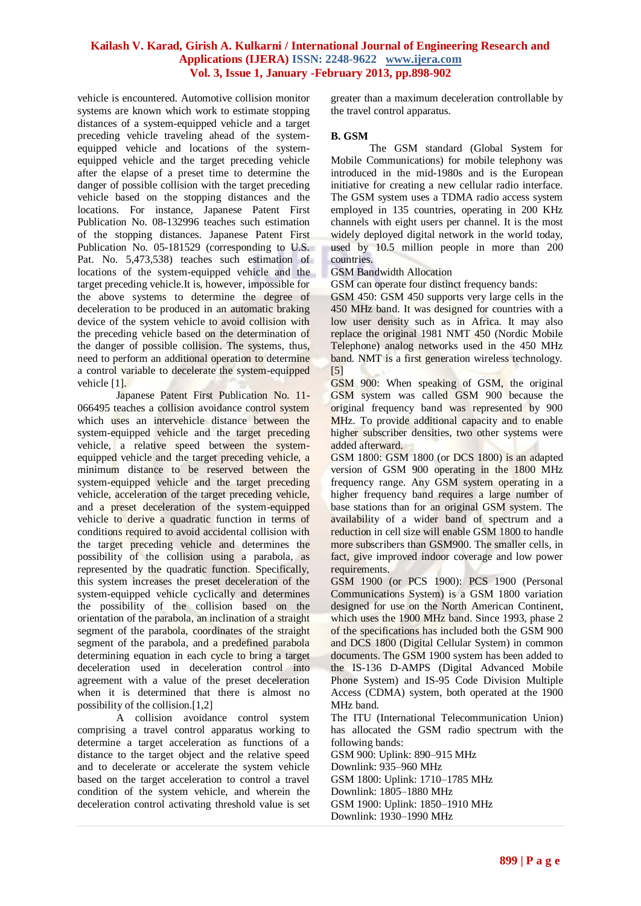vehicle is encountered. Automotive collision monitor systems are known which work to estimate stopping distances of a system-equipped vehicle and a target preceding vehicle traveling ahead of the system-equipped vehicle and locations of the system-equipped vehicle and the target preceding vehicle after the elapse of a preset time to determine the danger of possible collision with the target preceding vehicle based on the stopping distances and the locations. For instance, Japanese Patent First Publication No. 08-132996 teaches such estimation of the stopping distances. Japanese Patent First Publication No. 05-181529 (corresponding to U.S. Pat. No. 5,473,538) teaches such estimation of locations of the system-equipped vehicle and the target preceding vehicle.It is, however, impossible for the above systems to determine the degree of deceleration to be produced in an automatic braking device of the system vehicle to avoid collision with the preceding vehicle based on the determination of the danger of possible collision. The systems, thus, need to perform an additional operation to determine a control variable to decelerate the system-equipped vehicle [1].

Japanese Patent First Publication No. 11-066495 teaches a collision avoidance control system which uses an intervehicle distance between the system-equipped vehicle and the target preceding vehicle, a relative speed between the system-equipped vehicle and the target preceding vehicle, a minimum distance to be reserved between the system-equipped vehicle and the target preceding vehicle, acceleration of the target preceding vehicle, and a preset deceleration of the system-equipped vehicle to derive a quadratic function in terms of conditions required to avoid accidental collision with the target preceding vehicle and determines the possibility of the collision using a parabola, as represented by the quadratic function. Specifically, this system increases the preset deceleration of the system-equipped vehicle cyclically and determines the possibility of the collision based on the orientation of the parabola, an inclination of a straight segment of the parabola, coordinates of the straight segment of the parabola, and a predefined parabola determining equation in each cycle to bring a target deceleration used in deceleration control into agreement with a value of the preset deceleration when it is determined that there is almost no possibility of the collision.[1,2]

A collision avoidance control system comprising a travel control apparatus working to determine a target acceleration as functions of a distance to the target object and the relative speed and to decelerate or accelerate the system vehicle based on the target acceleration to control a travel condition of the system vehicle, and wherein the deceleration control activating threshold value is set greater than a maximum deceleration controllable by the travel control apparatus.

### B. GSM

The GSM standard (Global System for Mobile Communications) for mobile telephony was introduced in the mid-1980s and is the European initiative for creating a new cellular radio interface. The GSM system uses a TDMA radio access system employed in 135 countries, operating in 200 KHz channels with eight users per channel. It is the most widely deployed digital network in the world today, used by 10.5 million people in more than 200 countries.

GSM Bandwidth Allocation

GSM can operate four distinct frequency bands:

GSM 450: GSM 450 supports very large cells in the 450 MHz band. It was designed for countries with a low user density such as in Africa. It may also replace the original 1981 NMT 450 (Nordic Mobile Telephone) analog networks used in the 450 MHz band. NMT is a first generation wireless technology. [5]

GSM 900: When speaking of GSM, the original GSM system was called GSM 900 because the original frequency band was represented by 900 MHz. To provide additional capacity and to enable higher subscriber densities, two other systems were added afterward.

GSM 1800: GSM 1800 (or DCS 1800) is an adapted version of GSM 900 operating in the 1800 MHz frequency range. Any GSM system operating in a higher frequency band requires a large number of base stations than for an original GSM system. The availability of a wider band of spectrum and a reduction in cell size will enable GSM 1800 to handle more subscribers than GSM900. The smaller cells, in fact, give improved indoor coverage and low power requirements.

GSM 1900 (or PCS 1900): PCS 1900 (Personal Communications System) is a GSM 1800 variation designed for use on the North American Continent, which uses the 1900 MHz band. Since 1993, phase 2 of the specifications has included both the GSM 900 and DCS 1800 (Digital Cellular System) in common documents. The GSM 1900 system has been added to the IS-136 D-AMPS (Digital Advanced Mobile Phone System) and IS-95 Code Division Multiple Access (CDMA) system, both operated at the 1900 MHz band.

The ITU (International Telecommunication Union) has allocated the GSM radio spectrum with the following bands:

GSM 900: Uplink: 890–915 MHz
Downlink: 935–960 MHz
GSM 1800: Uplink: 1710–1785 MHz
Downlink: 1805–1880 MHz
GSM 1900: Uplink: 1850–1910 MHz
Downlink: 1930–1990 MHz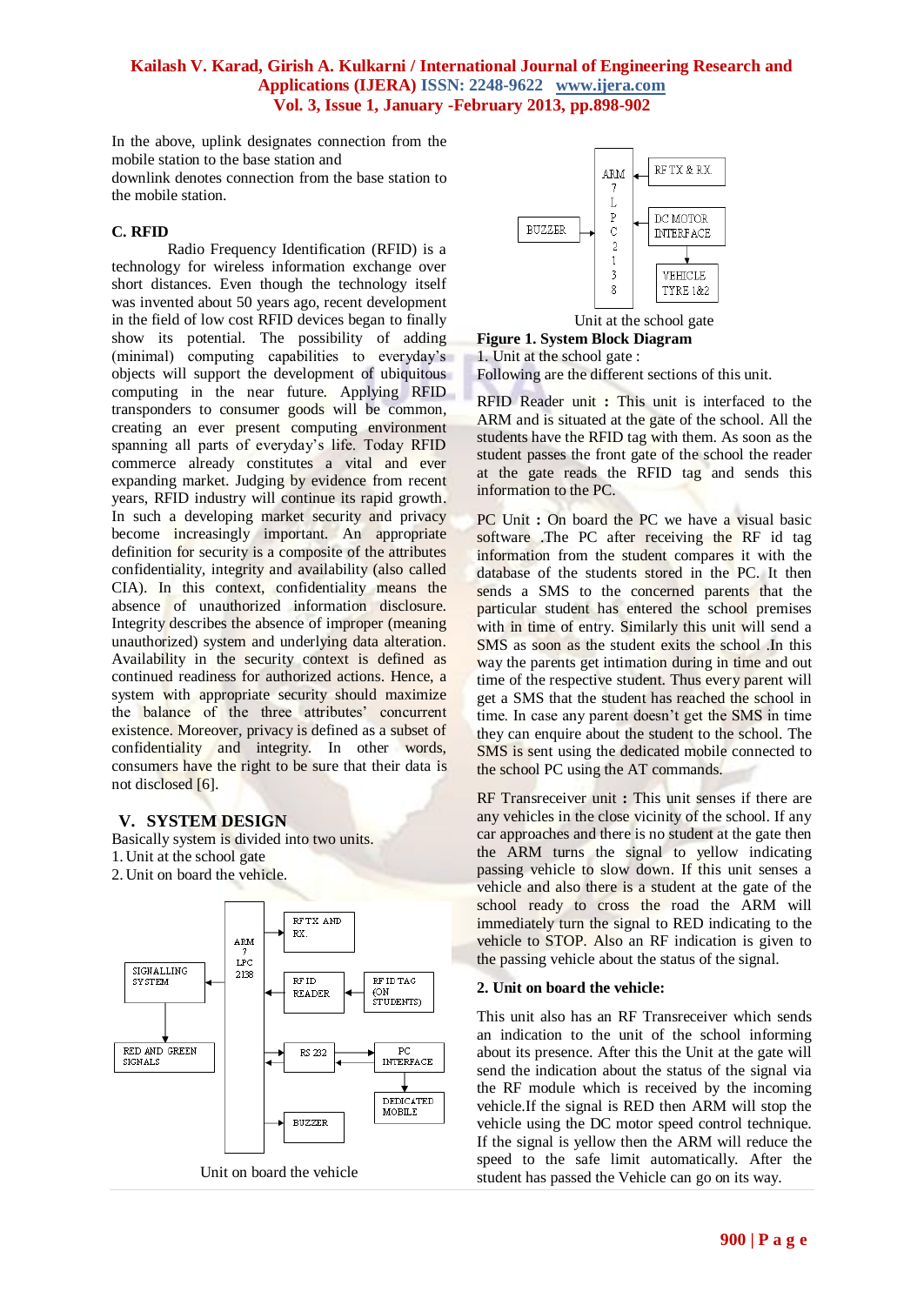In the above, uplink designates connection from the mobile station to the base station and
downlink denotes connection from the base station to the mobile station.

### C. RFID

Radio Frequency Identification (RFID) is a technology for wireless information exchange over short distances. Even though the technology itself was invented about 50 years ago, recent development in the field of low cost RFID devices began to finally show its potential. The possibility of adding (minimal) computing capabilities to everyday's objects will support the development of ubiquitous computing in the near future. Applying RFID transponders to consumer goods will be common, creating an ever present computing environment spanning all parts of everyday's life. Today RFID commerce already constitutes a vital and ever expanding market. Judging by evidence from recent years, RFID industry will continue its rapid growth. In such a developing market security and privacy become increasingly important. An appropriate definition for security is a composite of the attributes confidentiality, integrity and availability (also called CIA). In this context, confidentiality means the absence of unauthorized information disclosure. Integrity describes the absence of improper (meaning unauthorized) system and underlying data alteration. Availability in the security context is defined as continued readiness for authorized actions. Hence, a system with appropriate security should maximize the balance of the three attributes' concurrent existence. Moreover, privacy is defined as a subset of confidentiality and integrity. In other words, consumers have the right to be sure that their data is not disclosed [6].

## V. SYSTEM DESIGN

Basically system is divided into two units.
1. Unit at the school gate
2. Unit on board the vehicle.

Unit on board the vehicle

Unit at the school gate

**Figure 1. System Block Diagram**

1. Unit at the school gate :
Following are the different sections of this unit.

RFID Reader unit **:** This unit is interfaced to the ARM and is situated at the gate of the school. All the students have the RFID tag with them. As soon as the student passes the front gate of the school the reader at the gate reads the RFID tag and sends this information to the PC.

PC Unit **:** On board the PC we have a visual basic software .The PC after receiving the RF id tag information from the student compares it with the database of the students stored in the PC. It then sends a SMS to the concerned parents that the particular student has entered the school premises with in time of entry. Similarly this unit will send a SMS as soon as the student exits the school .In this way the parents get intimation during in time and out time of the respective student. Thus every parent will get a SMS that the student has reached the school in time. In case any parent doesn't get the SMS in time they can enquire about the student to the school. The SMS is sent using the dedicated mobile connected to the school PC using the AT commands.

RF Transreceiver unit **:** This unit senses if there are any vehicles in the close vicinity of the school. If any car approaches and there is no student at the gate then the ARM turns the signal to yellow indicating passing vehicle to slow down. If this unit senses a vehicle and also there is a student at the gate of the school ready to cross the road the ARM will immediately turn the signal to RED indicating to the vehicle to STOP. Also an RF indication is given to the passing vehicle about the status of the signal.

**2. Unit on board the vehicle:**

This unit also has an RF Transreceiver which sends an indication to the unit of the school informing about its presence. After this the Unit at the gate will send the indication about the status of the signal via the RF module which is received by the incoming vehicle.If the signal is RED then ARM will stop the vehicle using the DC motor speed control technique. If the signal is yellow then the ARM will reduce the speed to the safe limit automatically. After the student has passed the Vehicle can go on its way.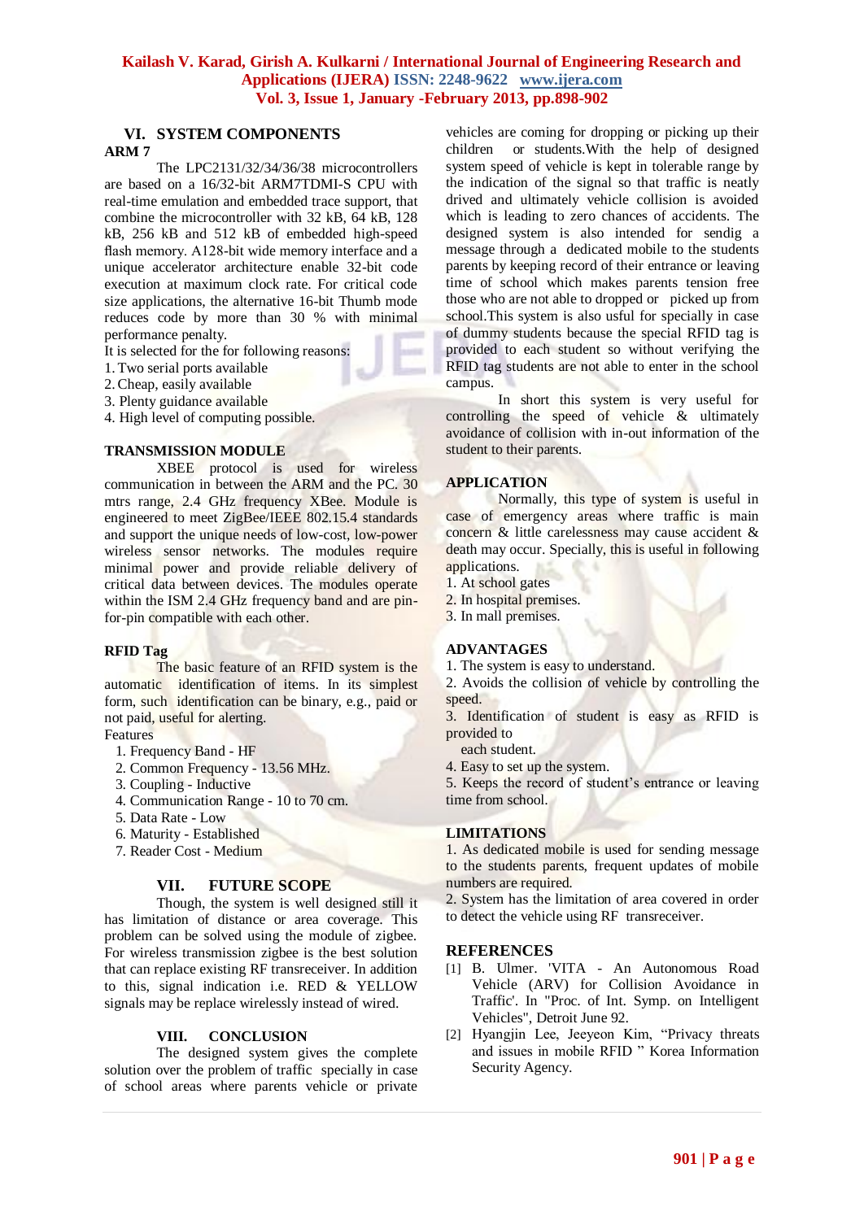## VI. SYSTEM COMPONENTS

### ARM 7

The LPC2131/32/34/36/38 microcontrollers are based on a 16/32-bit ARM7TDMI-S CPU with real-time emulation and embedded trace support, that combine the microcontroller with 32 kB, 64 kB, 128 kB, 256 kB and 512 kB of embedded high-speed flash memory. A128-bit wide memory interface and a unique accelerator architecture enable 32-bit code execution at maximum clock rate. For critical code size applications, the alternative 16-bit Thumb mode reduces code by more than 30 % with minimal performance penalty.

It is selected for the for following reasons:

1. Two serial ports available
2. Cheap, easily available
3. Plenty guidance available
4. High level of computing possible.

### TRANSMISSION MODULE

XBEE protocol is used for wireless communication in between the ARM and the PC. 30 mtrs range, 2.4 GHz frequency XBee. Module is engineered to meet ZigBee/IEEE 802.15.4 standards and support the unique needs of low-cost, low-power wireless sensor networks. The modules require minimal power and provide reliable delivery of critical data between devices. The modules operate within the ISM 2.4 GHz frequency band and are pin-for-pin compatible with each other.

### RFID Tag

The basic feature of an RFID system is the automatic identification of items. In its simplest form, such identification can be binary, e.g., paid or not paid, useful for alerting.

Features

1. Frequency Band - HF
2. Common Frequency - 13.56 MHz.
3. Coupling - Inductive
4. Communication Range - 10 to 70 cm.
5. Data Rate - Low
6. Maturity - Established
7. Reader Cost - Medium

## VII. FUTURE SCOPE

Though, the system is well designed still it has limitation of distance or area coverage. This problem can be solved using the module of zigbee. For wireless transmission zigbee is the best solution that can replace existing RF transreceiver. In addition to this, signal indication i.e. RED & YELLOW signals may be replace wirelessly instead of wired.

## VIII. CONCLUSION

The designed system gives the complete solution over the problem of traffic specially in case of school areas where parents vehicle or private vehicles are coming for dropping or picking up their children or students.With the help of designed system speed of vehicle is kept in tolerable range by the indication of the signal so that traffic is neatly drived and ultimately vehicle collision is avoided which is leading to zero chances of accidents. The designed system is also intended for sendig a message through a dedicated mobile to the students parents by keeping record of their entrance or leaving time of school which makes parents tension free those who are not able to dropped or picked up from school.This system is also usful for specially in case of dummy students because the special RFID tag is provided to each student so without verifying the RFID tag students are not able to enter in the school campus.

In short this system is very useful for controlling the speed of vehicle & ultimately avoidance of collision with in-out information of the student to their parents.

### APPLICATION

Normally, this type of system is useful in case of emergency areas where traffic is main concern & little carelessness may cause accident & death may occur. Specially, this is useful in following applications.

1. At school gates
2. In hospital premises.
3. In mall premises.

### ADVANTAGES

1. The system is easy to understand.
2. Avoids the collision of vehicle by controlling the speed.
3. Identification of student is easy as RFID is provided to each student.
4. Easy to set up the system.
5. Keeps the record of student's entrance or leaving time from school.

### LIMITATIONS

1. As dedicated mobile is used for sending message to the students parents, frequent updates of mobile numbers are required.
2. System has the limitation of area covered in order to detect the vehicle using RF transreceiver.

### REFERENCES

[1] B. Ulmer. 'VITA - An Autonomous Road Vehicle (ARV) for Collision Avoidance in Traffic'. In "Proc. of Int. Symp. on Intelligent Vehicles", Detroit June 92.

[2] Hyangjin Lee, Jeeyeon Kim, "Privacy threats and issues in mobile RFID " Korea Information Security Agency.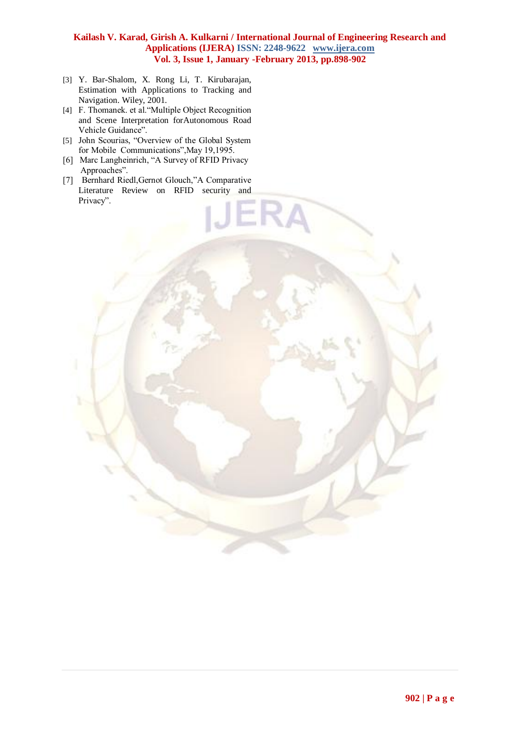[3] Y. Bar-Shalom, X. Rong Li, T. Kirubarajan, Estimation with Applications to Tracking and Navigation. Wiley, 2001.

[4] F. Thomanek. et al."Multiple Object Recognition and Scene Interpretation forAutonomous Road Vehicle Guidance".

[5] John Scourias, "Overview of the Global System for Mobile Communications",May 19,1995.

[6] Marc Langheinrich, "A Survey of RFID Privacy Approaches".

[7] Bernhard Riedl,Gernot Glouch,"A Comparative Literature Review on RFID security and Privacy".